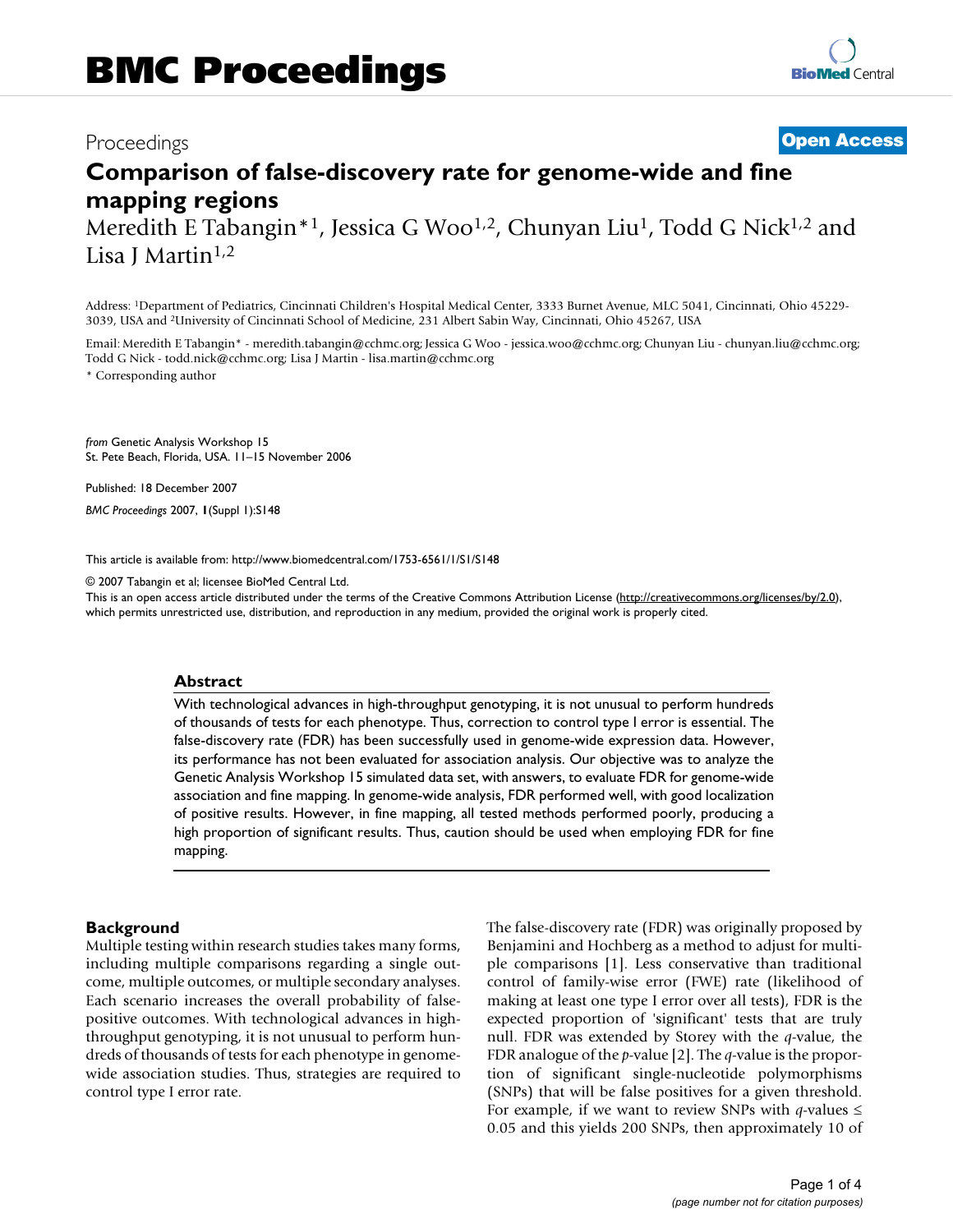BMC Proceedings

Proceedings

**Open Access**

# Comparison of false-discovery rate for genome-wide and fine mapping regions

Meredith E Tabangin*[1], Jessica G Woo[1,2], Chunyan Liu[1], Todd G Nick[1,2] and Lisa J Martin[1,2]

Address: [1]Department of Pediatrics, Cincinnati Children's Hospital Medical Center, 3333 Burnet Avenue, MLC 5041, Cincinnati, Ohio 45229-3039, USA and [2]University of Cincinnati School of Medicine, 231 Albert Sabin Way, Cincinnati, Ohio 45267, USA

Email: Meredith E Tabangin* - meredith.tabangin@cchmc.org; Jessica G Woo - jessica.woo@cchmc.org; Chunyan Liu - chunyan.liu@cchmc.org; Todd G Nick - todd.nick@cchmc.org; Lisa J Martin - lisa.martin@cchmc.org

* Corresponding author

*from* Genetic Analysis Workshop 15
St. Pete Beach, Florida, USA. 11–15 November 2006

Published: 18 December 2007

*BMC Proceedings* 2007, **1**(Suppl 1):S148

This article is available from: http://www.biomedcentral.com/1753-6561/1/S1/S148

© 2007 Tabangin et al; licensee BioMed Central Ltd.
This is an open access article distributed under the terms of the Creative Commons Attribution License (http://creativecommons.org/licenses/by/2.0), which permits unrestricted use, distribution, and reproduction in any medium, provided the original work is properly cited.

## Abstract

With technological advances in high-throughput genotyping, it is not unusual to perform hundreds of thousands of tests for each phenotype. Thus, correction to control type I error is essential. The false-discovery rate (FDR) has been successfully used in genome-wide expression data. However, its performance has not been evaluated for association analysis. Our objective was to analyze the Genetic Analysis Workshop 15 simulated data set, with answers, to evaluate FDR for genome-wide association and fine mapping. In genome-wide analysis, FDR performed well, with good localization of positive results. However, in fine mapping, all tested methods performed poorly, producing a high proportion of significant results. Thus, caution should be used when employing FDR for fine mapping.

## Background

Multiple testing within research studies takes many forms, including multiple comparisons regarding a single outcome, multiple outcomes, or multiple secondary analyses. Each scenario increases the overall probability of false-positive outcomes. With technological advances in high-throughput genotyping, it is not unusual to perform hundreds of thousands of tests for each phenotype in genome-wide association studies. Thus, strategies are required to control type I error rate.

The false-discovery rate (FDR) was originally proposed by Benjamini and Hochberg as a method to adjust for multiple comparisons [1]. Less conservative than traditional control of family-wise error (FWE) rate (likelihood of making at least one type I error over all tests), FDR is the expected proportion of 'significant' tests that are truly null. FDR was extended by Storey with the *q*-value, the FDR analogue of the *p*-value [2]. The *q*-value is the proportion of significant single-nucleotide polymorphisms (SNPs) that will be false positives for a given threshold. For example, if we want to review SNPs with *q*-values ≤ 0.05 and this yields 200 SNPs, then approximately 10 of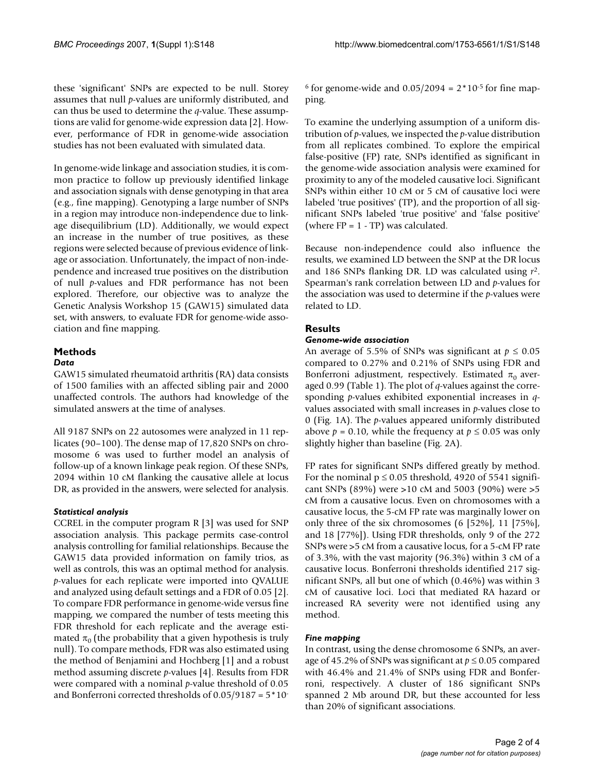these 'significant' SNPs are expected to be null. Storey assumes that null *p*-values are uniformly distributed, and can thus be used to determine the *q*-value. These assumptions are valid for genome-wide expression data [2]. However, performance of FDR in genome-wide association studies has not been evaluated with simulated data.

In genome-wide linkage and association studies, it is common practice to follow up previously identified linkage and association signals with dense genotyping in that area (e.g., fine mapping). Genotyping a large number of SNPs in a region may introduce non-independence due to linkage disequilibrium (LD). Additionally, we would expect an increase in the number of true positives, as these regions were selected because of previous evidence of linkage or association. Unfortunately, the impact of non-independence and increased true positives on the distribution of null *p*-values and FDR performance has not been explored. Therefore, our objective was to analyze the Genetic Analysis Workshop 15 (GAW15) simulated data set, with answers, to evaluate FDR for genome-wide association and fine mapping.

## Methods

### *Data*

GAW15 simulated rheumatoid arthritis (RA) data consists of 1500 families with an affected sibling pair and 2000 unaffected controls. The authors had knowledge of the simulated answers at the time of analyses.

All 9187 SNPs on 22 autosomes were analyzed in 11 replicates (90–100). The dense map of 17,820 SNPs on chromosome 6 was used to further model an analysis of follow-up of a known linkage peak region. Of these SNPs, 2094 within 10 cM flanking the causative allele at locus DR, as provided in the answers, were selected for analysis.

### *Statistical analysis*

CCREL in the computer program R [3] was used for SNP association analysis. This package permits case-control analysis controlling for familial relationships. Because the GAW15 data provided information on family trios, as well as controls, this was an optimal method for analysis. *p*-values for each replicate were imported into QVALUE and analyzed using default settings and a FDR of 0.05 [2]. To compare FDR performance in genome-wide versus fine mapping, we compared the number of tests meeting this FDR threshold for each replicate and the average estimated $\pi_0$ (the probability that a given hypothesis is truly null). To compare methods, FDR was also estimated using the method of Benjamini and Hochberg [1] and a robust method assuming discrete *p*-values [4]. Results from FDR were compared with a nominal *p*-value threshold of 0.05 and Bonferroni corrected thresholds of $0.05/9187 = 5*10^{-6}$ for genome-wide and $0.05/2094 = 2*10^{-5}$ for fine mapping.

To examine the underlying assumption of a uniform distribution of *p*-values, we inspected the *p*-value distribution from all replicates combined. To explore the empirical false-positive (FP) rate, SNPs identified as significant in the genome-wide association analysis were examined for proximity to any of the modeled causative loci. Significant SNPs within either 10 cM or 5 cM of causative loci were labeled 'true positives' (TP), and the proportion of all significant SNPs labeled 'true positive' and 'false positive' (where FP = 1 - TP) was calculated.

Because non-independence could also influence the results, we examined LD between the SNP at the DR locus and 186 SNPs flanking DR. LD was calculated using $r^2$. Spearman's rank correlation between LD and *p*-values for the association was used to determine if the *p*-values were related to LD.

## Results

### *Genome-wide association*

An average of 5.5% of SNPs was significant at $p \leq 0.05$ compared to 0.27% and 0.21% of SNPs using FDR and Bonferroni adjustment, respectively. Estimated $\pi_0$ averaged 0.99 (Table 1). The plot of *q*-values against the corresponding *p*-values exhibited exponential increases in *q*-values associated with small increases in *p*-values close to 0 (Fig. 1A). The *p*-values appeared uniformly distributed above $p = 0.10$, while the frequency at $p \leq 0.05$ was only slightly higher than baseline (Fig. 2A).

FP rates for significant SNPs differed greatly by method. For the nominal $p \leq 0.05$ threshold, 4920 of 5541 significant SNPs (89%) were >10 cM and 5003 (90%) were >5 cM from a causative locus. Even on chromosomes with a causative locus, the 5-cM FP rate was marginally lower on only three of the six chromosomes (6 [52%], 11 [75%], and 18 [77%]). Using FDR thresholds, only 9 of the 272 SNPs were >5 cM from a causative locus, for a 5-cM FP rate of 3.3%, with the vast majority (96.3%) within 3 cM of a causative locus. Bonferroni thresholds identified 217 significant SNPs, all but one of which (0.46%) was within 3 cM of causative loci. Loci that mediated RA hazard or increased RA severity were not identified using any method.

### *Fine mapping*

In contrast, using the dense chromosome 6 SNPs, an average of 45.2% of SNPs was significant at $p \leq 0.05$ compared with 46.4% and 21.4% of SNPs using FDR and Bonferroni, respectively. A cluster of 186 significant SNPs spanned 2 Mb around DR, but these accounted for less than 20% of significant associations.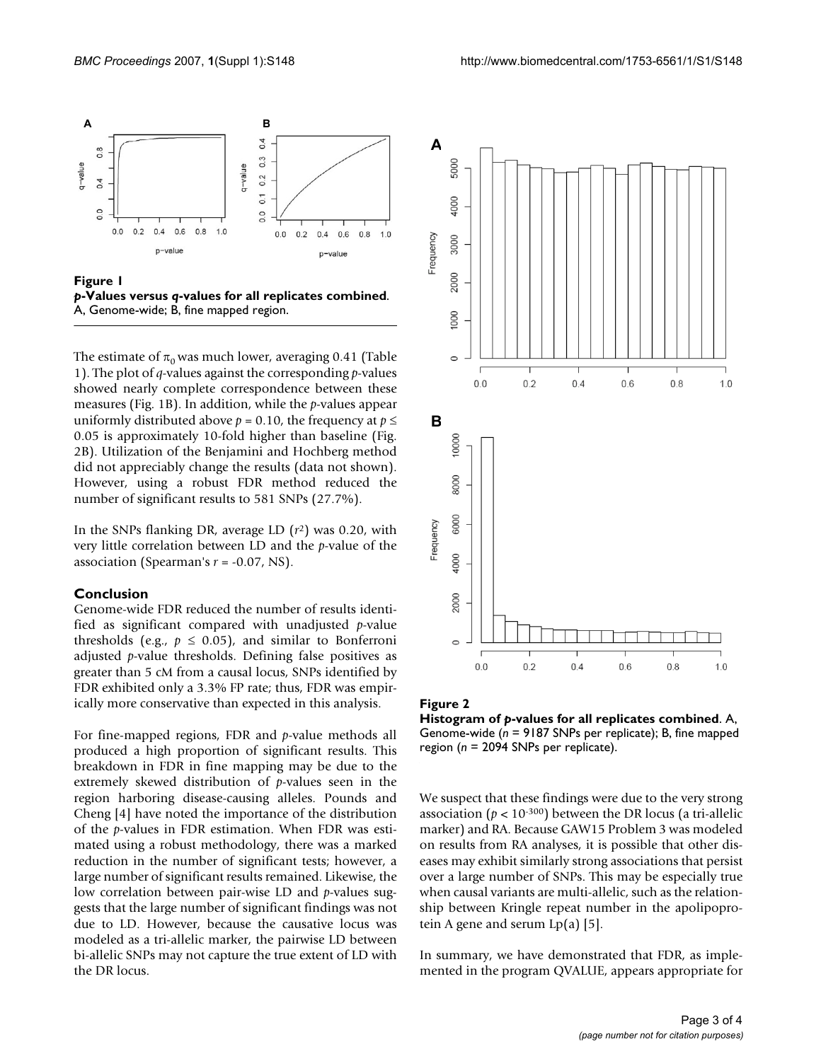**Figure 1**
***p*-Values versus *q*-values for all replicates combined**. A, Genome-wide; B, fine mapped region.

The estimate of $\pi_0$ was much lower, averaging 0.41 (Table 1). The plot of *q*-values against the corresponding *p*-values showed nearly complete correspondence between these measures (Fig. 1B). In addition, while the *p*-values appear uniformly distributed above $p = 0.10$, the frequency at $p \leq 0.05$ is approximately 10-fold higher than baseline (Fig. 2B). Utilization of the Benjamini and Hochberg method did not appreciably change the results (data not shown). However, using a robust FDR method reduced the number of significant results to 581 SNPs (27.7%).

In the SNPs flanking DR, average LD ($r^2$) was 0.20, with very little correlation between LD and the *p*-value of the association (Spearman's $r = -0.07$, NS).

## Conclusion

Genome-wide FDR reduced the number of results identified as significant compared with unadjusted *p*-value thresholds (e.g., $p \leq 0.05$), and similar to Bonferroni adjusted *p*-value thresholds. Defining false positives as greater than 5 cM from a causal locus, SNPs identified by FDR exhibited only a 3.3% FP rate; thus, FDR was empirically more conservative than expected in this analysis.

For fine-mapped regions, FDR and *p*-value methods all produced a high proportion of significant results. This breakdown in FDR in fine mapping may be due to the extremely skewed distribution of *p*-values seen in the region harboring disease-causing alleles. Pounds and Cheng [4] have noted the importance of the distribution of the *p*-values in FDR estimation. When FDR was estimated using a robust methodology, there was a marked reduction in the number of significant tests; however, a large number of significant results remained. Likewise, the low correlation between pair-wise LD and *p*-values suggests that the large number of significant findings was not due to LD. However, because the causative locus was modeled as a tri-allelic marker, the pairwise LD between bi-allelic SNPs may not capture the true extent of LD with the DR locus.

**Figure 2**
**Histogram of *p*-values for all replicates combined**. A, Genome-wide ($n = 9187$ SNPs per replicate); B, fine mapped region ($n = 2094$ SNPs per replicate).

We suspect that these findings were due to the very strong association ($p < 10^{-300}$) between the DR locus (a tri-allelic marker) and RA. Because GAW15 Problem 3 was modeled on results from RA analyses, it is possible that other diseases may exhibit similarly strong associations that persist over a large number of SNPs. This may be especially true when causal variants are multi-allelic, such as the relationship between Kringle repeat number in the apolipoprotein A gene and serum Lp(a) [5].

In summary, we have demonstrated that FDR, as implemented in the program QVALUE, appears appropriate for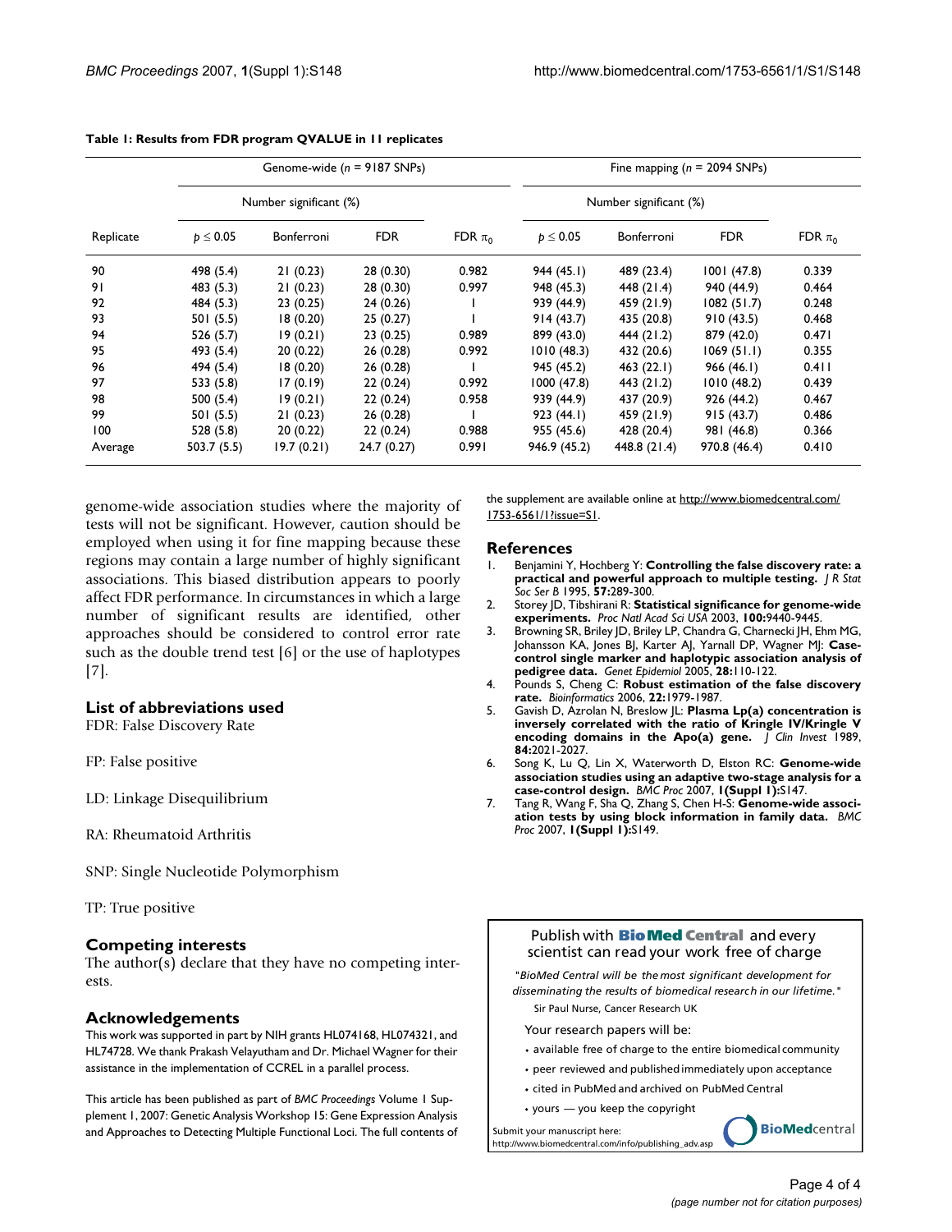**Table 1: Results from FDR program QVALUE in 11 replicates**

| Replicate | Genome-wide ($n$ = 9187 SNPs) | | | | Fine mapping ($n$ = 2094 SNPs) | | | |
|---|---|---|---|---|---|---|---|---|
| | Number significant (%) | | | | Number significant (%) | | | |
| | $p \leq 0.05$ | Bonferroni | FDR | FDR $\pi_0$ | $p \leq 0.05$ | Bonferroni | FDR | FDR $\pi_0$ |
| 90 | 498 (5.4) | 21 (0.23) | 28 (0.30) | 0.982 | 944 (45.1) | 489 (23.4) | 1001 (47.8) | 0.339 |
| 91 | 483 (5.3) | 21 (0.23) | 28 (0.30) | 0.997 | 948 (45.3) | 448 (21.4) | 940 (44.9) | 0.464 |
| 92 | 484 (5.3) | 23 (0.25) | 24 (0.26) | 1 | 939 (44.9) | 459 (21.9) | 1082 (51.7) | 0.248 |
| 93 | 501 (5.5) | 18 (0.20) | 25 (0.27) | 1 | 914 (43.7) | 435 (20.8) | 910 (43.5) | 0.468 |
| 94 | 526 (5.7) | 19 (0.21) | 23 (0.25) | 0.989 | 899 (43.0) | 444 (21.2) | 879 (42.0) | 0.471 |
| 95 | 493 (5.4) | 20 (0.22) | 26 (0.28) | 0.992 | 1010 (48.3) | 432 (20.6) | 1069 (51.1) | 0.355 |
| 96 | 494 (5.4) | 18 (0.20) | 26 (0.28) | 1 | 945 (45.2) | 463 (22.1) | 966 (46.1) | 0.411 |
| 97 | 533 (5.8) | 17 (0.19) | 22 (0.24) | 0.992 | 1000 (47.8) | 443 (21.2) | 1010 (48.2) | 0.439 |
| 98 | 500 (5.4) | 19 (0.21) | 22 (0.24) | 0.958 | 939 (44.9) | 437 (20.9) | 926 (44.2) | 0.467 |
| 99 | 501 (5.5) | 21 (0.23) | 26 (0.28) | 1 | 923 (44.1) | 459 (21.9) | 915 (43.7) | 0.486 |
| 100 | 528 (5.8) | 20 (0.22) | 22 (0.24) | 0.988 | 955 (45.6) | 428 (20.4) | 981 (46.8) | 0.366 |
| Average | 503.7 (5.5) | 19.7 (0.21) | 24.7 (0.27) | 0.991 | 946.9 (45.2) | 448.8 (21.4) | 970.8 (46.4) | 0.410 |

genome-wide association studies where the majority of tests will not be significant. However, caution should be employed when using it for fine mapping because these regions may contain a large number of highly significant associations. This biased distribution appears to poorly affect FDR performance. In circumstances in which a large number of significant results are identified, other approaches should be considered to control error rate such as the double trend test [6] or the use of haplotypes [7].

## List of abbreviations used

FDR: False Discovery Rate

FP: False positive

LD: Linkage Disequilibrium

RA: Rheumatoid Arthritis

SNP: Single Nucleotide Polymorphism

TP: True positive

## Competing interests

The author(s) declare that they have no competing interests.

## Acknowledgements

This work was supported in part by NIH grants HL074168, HL074321, and HL74728. We thank Prakash Velayutham and Dr. Michael Wagner for their assistance in the implementation of CCREL in a parallel process.

This article has been published as part of *BMC Proceedings* Volume 1 Supplement 1, 2007: Genetic Analysis Workshop 15: Gene Expression Analysis and Approaches to Detecting Multiple Functional Loci. The full contents of the supplement are available online at http://www.biomedcentral.com/1753-6561/1?issue=S1.

## References

1. Benjamini Y, Hochberg Y: **Controlling the false discovery rate: a practical and powerful approach to multiple testing.** *J R Stat Soc Ser B* 1995, **57:**289-300.
2. Storey JD, Tibshirani R: **Statistical significance for genome-wide experiments.** *Proc Natl Acad Sci USA* 2003, **100:**9440-9445.
3. Browning SR, Briley JD, Briley LP, Chandra G, Charnecki JH, Ehm MG, Johansson KA, Jones BJ, Karter AJ, Yarnall DP, Wagner MJ: **Case-control single marker and haplotypic association analysis of pedigree data.** *Genet Epidemiol* 2005, **28:**110-122.
4. Pounds S, Cheng C: **Robust estimation of the false discovery rate.** *Bioinformatics* 2006, **22:**1979-1987.
5. Gavish D, Azrolan N, Breslow JL: **Plasma Lp(a) concentration is inversely correlated with the ratio of Kringle IV/Kringle V encoding domains in the Apo(a) gene.** *J Clin Invest* 1989, **84:**2021-2027.
6. Song K, Lu Q, Lin X, Waterworth D, Elston RC: **Genome-wide association studies using an adaptive two-stage analysis for a case-control design.** *BMC Proc* 2007, **1(Suppl 1):**S147.
7. Tang R, Wang F, Sha Q, Zhang S, Chen H-S: **Genome-wide association tests by using block information in family data.** *BMC Proc* 2007, **1(Suppl 1):**S149.

Publish with **BioMed Central** and every scientist can read your work free of charge

*"BioMed Central will be the most significant development for disseminating the results of biomedical research in our lifetime."*

Sir Paul Nurse, Cancer Research UK

Your research papers will be:

- available free of charge to the entire biomedical community
- peer reviewed and published immediately upon acceptance
- cited in PubMed and archived on PubMed Central
- yours — you keep the copyright

Submit your manuscript here:
http://www.biomedcentral.com/info/publishing_adv.asp

BioMedcentral